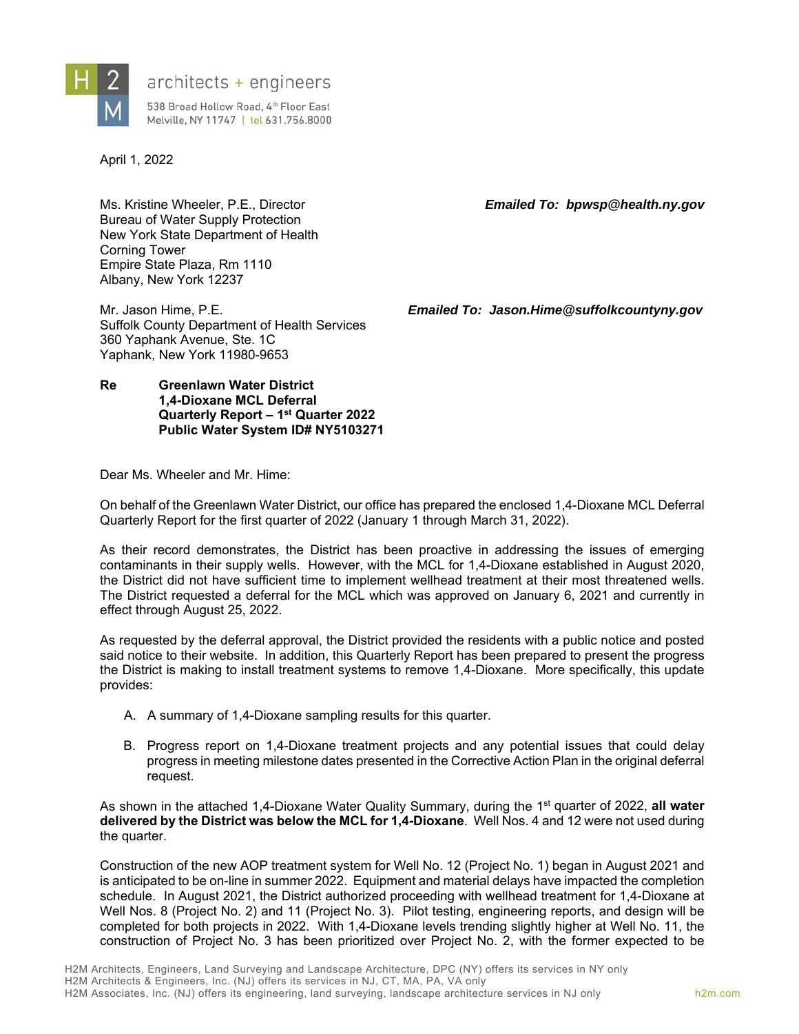architects + engineers

538 Broad Hollow Road, 4th Floor East
Melville, NY 11747 | tel 631.756.8000

April 1, 2022

Ms. Kristine Wheeler, P.E., Director
Bureau of Water Supply Protection
New York State Department of Health
Corning Tower
Empire State Plaza, Rm 1110
Albany, New York 12237

***Emailed To: bpwsp@health.ny.gov***

Mr. Jason Hime, P.E.
Suffolk County Department of Health Services
360 Yaphank Avenue, Ste. 1C
Yaphank, New York 11980-9653

***Emailed To: Jason.Hime@suffolkcountyny.gov***

**Re** **Greenlawn Water District**
**1,4-Dioxane MCL Deferral**
**Quarterly Report – 1st Quarter 2022**
**Public Water System ID# NY5103271**

Dear Ms. Wheeler and Mr. Hime:

On behalf of the Greenlawn Water District, our office has prepared the enclosed 1,4-Dioxane MCL Deferral Quarterly Report for the first quarter of 2022 (January 1 through March 31, 2022).

As their record demonstrates, the District has been proactive in addressing the issues of emerging contaminants in their supply wells. However, with the MCL for 1,4-Dioxane established in August 2020, the District did not have sufficient time to implement wellhead treatment at their most threatened wells. The District requested a deferral for the MCL which was approved on January 6, 2021 and currently in effect through August 25, 2022.

As requested by the deferral approval, the District provided the residents with a public notice and posted said notice to their website. In addition, this Quarterly Report has been prepared to present the progress the District is making to install treatment systems to remove 1,4-Dioxane. More specifically, this update provides:

A. A summary of 1,4-Dioxane sampling results for this quarter.

B. Progress report on 1,4-Dioxane treatment projects and any potential issues that could delay progress in meeting milestone dates presented in the Corrective Action Plan in the original deferral request.

As shown in the attached 1,4-Dioxane Water Quality Summary, during the 1st quarter of 2022, **all water delivered by the District was below the MCL for 1,4-Dioxane**. Well Nos. 4 and 12 were not used during the quarter.

Construction of the new AOP treatment system for Well No. 12 (Project No. 1) began in August 2021 and is anticipated to be on-line in summer 2022. Equipment and material delays have impacted the completion schedule. In August 2021, the District authorized proceeding with wellhead treatment for 1,4-Dioxane at Well Nos. 8 (Project No. 2) and 11 (Project No. 3). Pilot testing, engineering reports, and design will be completed for both projects in 2022. With 1,4-Dioxane levels trending slightly higher at Well No. 11, the construction of Project No. 3 has been prioritized over Project No. 2, with the former expected to be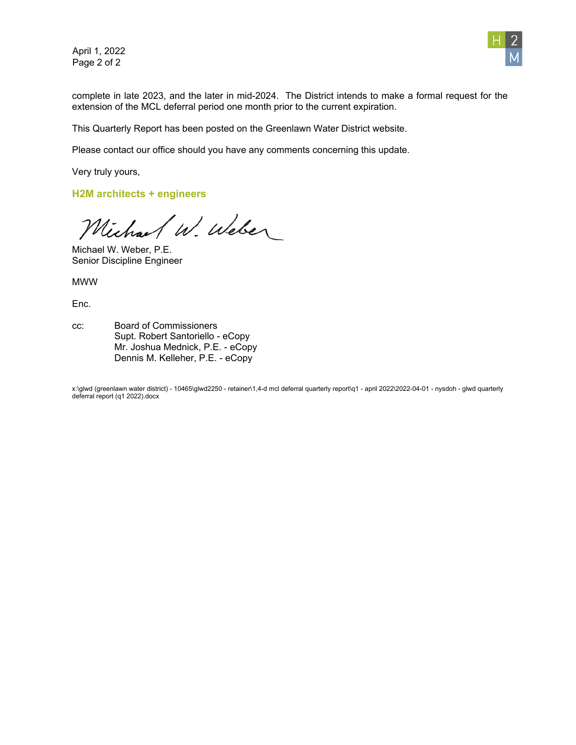complete in late 2023, and the later in mid-2024. The District intends to make a formal request for the extension of the MCL deferral period one month prior to the current expiration.

This Quarterly Report has been posted on the Greenlawn Water District website.

Please contact our office should you have any comments concerning this update.

Very truly yours,

**H2M architects + engineers**

Michael W. Weber, P.E.
Senior Discipline Engineer

MWW

Enc.

cc: Board of Commissioners
Supt. Robert Santoriello - eCopy
Mr. Joshua Mednick, P.E. - eCopy
Dennis M. Kelleher, P.E. - eCopy

x:\glwd (greenlawn water district) - 10465\glwd2250 - retainer\1,4-d mcl deferral quarterly report\q1 - april 2022\2022-04-01 - nysdoh - glwd quarterly deferral report (q1 2022).docx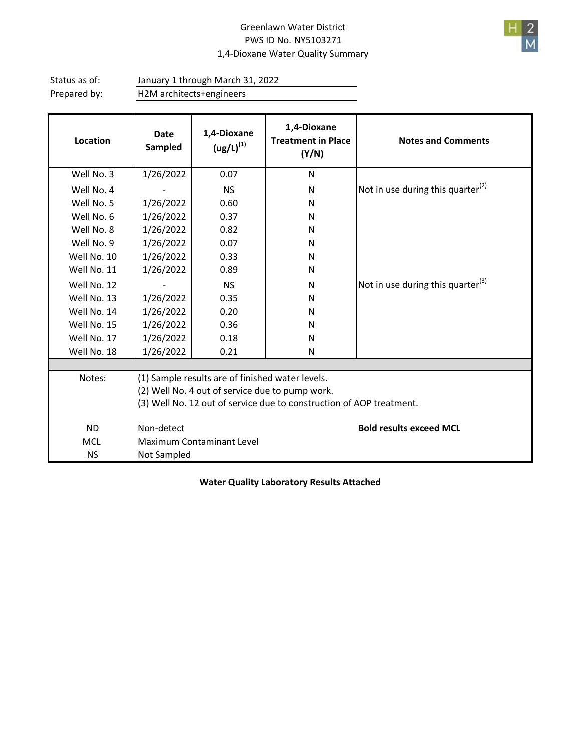Greenlawn Water District
PWS ID No. NY5103271
1,4-Dioxane Water Quality Summary

Status as of: January 1 through March 31, 2022
Prepared by: H2M architects+engineers

| Location | Date Sampled | 1,4-Dioxane (ug/L)[1] | 1,4-Dioxane Treatment in Place (Y/N) | Notes and Comments |
|---|---|---|---|---|
| Well No. 3 | 1/26/2022 | 0.07 | N | |
| Well No. 4 | - | NS | N | Not in use during this quarter[2] |
| Well No. 5 | 1/26/2022 | 0.60 | N | |
| Well No. 6 | 1/26/2022 | 0.37 | N | |
| Well No. 8 | 1/26/2022 | 0.82 | N | |
| Well No. 9 | 1/26/2022 | 0.07 | N | |
| Well No. 10 | 1/26/2022 | 0.33 | N | |
| Well No. 11 | 1/26/2022 | 0.89 | N | |
| Well No. 12 | - | NS | N | Not in use during this quarter[3] |
| Well No. 13 | 1/26/2022 | 0.35 | N | |
| Well No. 14 | 1/26/2022 | 0.20 | N | |
| Well No. 15 | 1/26/2022 | 0.36 | N | |
| Well No. 17 | 1/26/2022 | 0.18 | N | |
| Well No. 18 | 1/26/2022 | 0.21 | N | |

Notes:
(1) Sample results are of finished water levels.
(2) Well No. 4 out of service due to pump work.
(3) Well No. 12 out of service due to construction of AOP treatment.

ND Non-detect
MCL Maximum Contaminant Level
NS Not Sampled

**Bold results exceed MCL**

**Water Quality Laboratory Results Attached**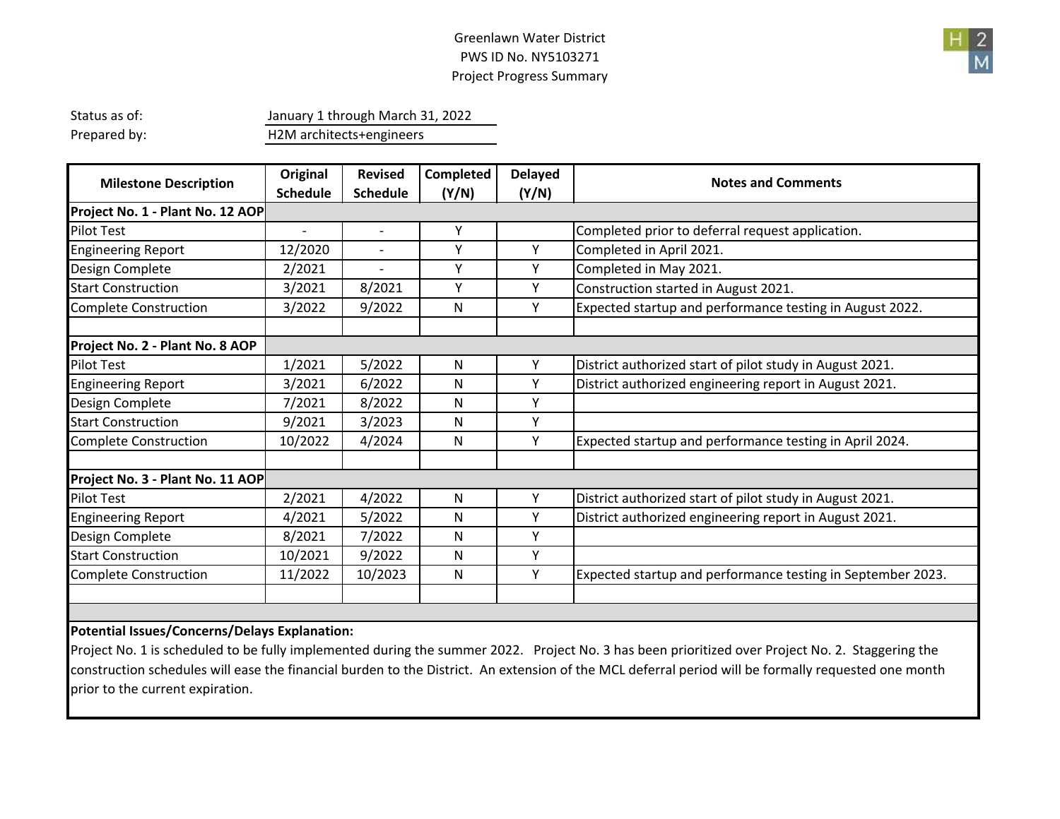Greenlawn Water District
PWS ID No. NY5103271
Project Progress Summary

Status as of: January 1 through March 31, 2022
Prepared by: H2M architects+engineers

| Milestone Description | Original Schedule | Revised Schedule | Completed (Y/N) | Delayed (Y/N) | Notes and Comments |
|---|---|---|---|---|---|
| **Project No. 1 - Plant No. 12 AOP** | | | | | |
| Pilot Test | - | - | Y | | Completed prior to deferral request application. |
| Engineering Report | 12/2020 | - | Y | Y | Completed in April 2021. |
| Design Complete | 2/2021 | - | Y | Y | Completed in May 2021. |
| Start Construction | 3/2021 | 8/2021 | Y | Y | Construction started in August 2021. |
| Complete Construction | 3/2022 | 9/2022 | N | Y | Expected startup and performance testing in August 2022. |
| | | | | | |
| **Project No. 2 - Plant No. 8 AOP** | | | | | |
| Pilot Test | 1/2021 | 5/2022 | N | Y | District authorized start of pilot study in August 2021. |
| Engineering Report | 3/2021 | 6/2022 | N | Y | District authorized engineering report in August 2021. |
| Design Complete | 7/2021 | 8/2022 | N | Y | |
| Start Construction | 9/2021 | 3/2023 | N | Y | |
| Complete Construction | 10/2022 | 4/2024 | N | Y | Expected startup and performance testing in April 2024. |
| | | | | | |
| **Project No. 3 - Plant No. 11 AOP** | | | | | |
| Pilot Test | 2/2021 | 4/2022 | N | Y | District authorized start of pilot study in August 2021. |
| Engineering Report | 4/2021 | 5/2022 | N | Y | District authorized engineering report in August 2021. |
| Design Complete | 8/2021 | 7/2022 | N | Y | |
| Start Construction | 10/2021 | 9/2022 | N | Y | |
| Complete Construction | 11/2022 | 10/2023 | N | Y | Expected startup and performance testing in September 2023. |

**Potential Issues/Concerns/Delays Explanation:**

Project No. 1 is scheduled to be fully implemented during the summer 2022. Project No. 3 has been prioritized over Project No. 2. Staggering the construction schedules will ease the financial burden to the District. An extension of the MCL deferral period will be formally requested one month prior to the current expiration.